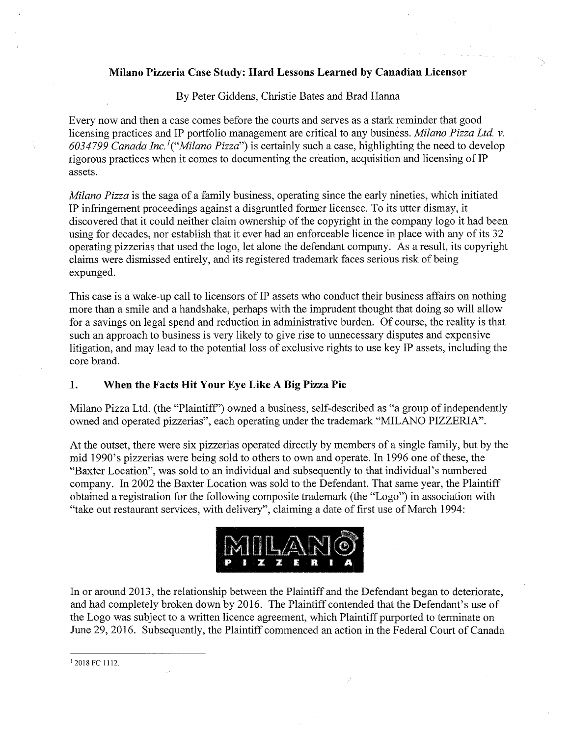**Milano Pizzeria Case Study: Hard Lessons Learned by Canadian Licensor**

By Peter Giddens, Christie Bates and Brad Hanna

Every now and then a case comes before the courts and serves as a stark reminder that good licensing practices and IP portfolio management are critical to any business. *Milano Pizza Ltd. v. 6034799 Canada Inc.*[1] ("*Milano Pizza*") is certainly such a case, highlighting the need to develop rigorous practices when it comes to documenting the creation, acquisition and licensing of IP assets.

*Milano Pizza* is the saga of a family business, operating since the early nineties, which initiated IP infringement proceedings against a disgruntled former licensee. To its utter dismay, it discovered that it could neither claim ownership of the copyright in the company logo it had been using for decades, nor establish that it ever had an enforceable licence in place with any of its 32 operating pizzerias that used the logo, let alone the defendant company. As a result, its copyright claims were dismissed entirely, and its registered trademark faces serious risk of being expunged.

This case is a wake-up call to licensors of IP assets who conduct their business affairs on nothing more than a smile and a handshake, perhaps with the imprudent thought that doing so will allow for a savings on legal spend and reduction in administrative burden. Of course, the reality is that such an approach to business is very likely to give rise to unnecessary disputes and expensive litigation, and may lead to the potential loss of exclusive rights to use key IP assets, including the core brand.

## 1. When the Facts Hit Your Eye Like A Big Pizza Pie

Milano Pizza Ltd. (the "Plaintiff") owned a business, self-described as "a group of independently owned and operated pizzerias", each operating under the trademark "MILANO PIZZERIA".

At the outset, there were six pizzerias operated directly by members of a single family, but by the mid 1990's pizzerias were being sold to others to own and operate. In 1996 one of these, the "Baxter Location", was sold to an individual and subsequently to that individual's numbered company. In 2002 the Baxter Location was sold to the Defendant. That same year, the Plaintiff obtained a registration for the following composite trademark (the "Logo") in association with "take out restaurant services, with delivery", claiming a date of first use of March 1994:

MILANO PIZZERIA

In or around 2013, the relationship between the Plaintiff and the Defendant began to deteriorate, and had completely broken down by 2016. The Plaintiff contended that the Defendant's use of the Logo was subject to a written licence agreement, which Plaintiff purported to terminate on June 29, 2016. Subsequently, the Plaintiff commenced an action in the Federal Court of Canada

---

[1] 2018 FC 1112.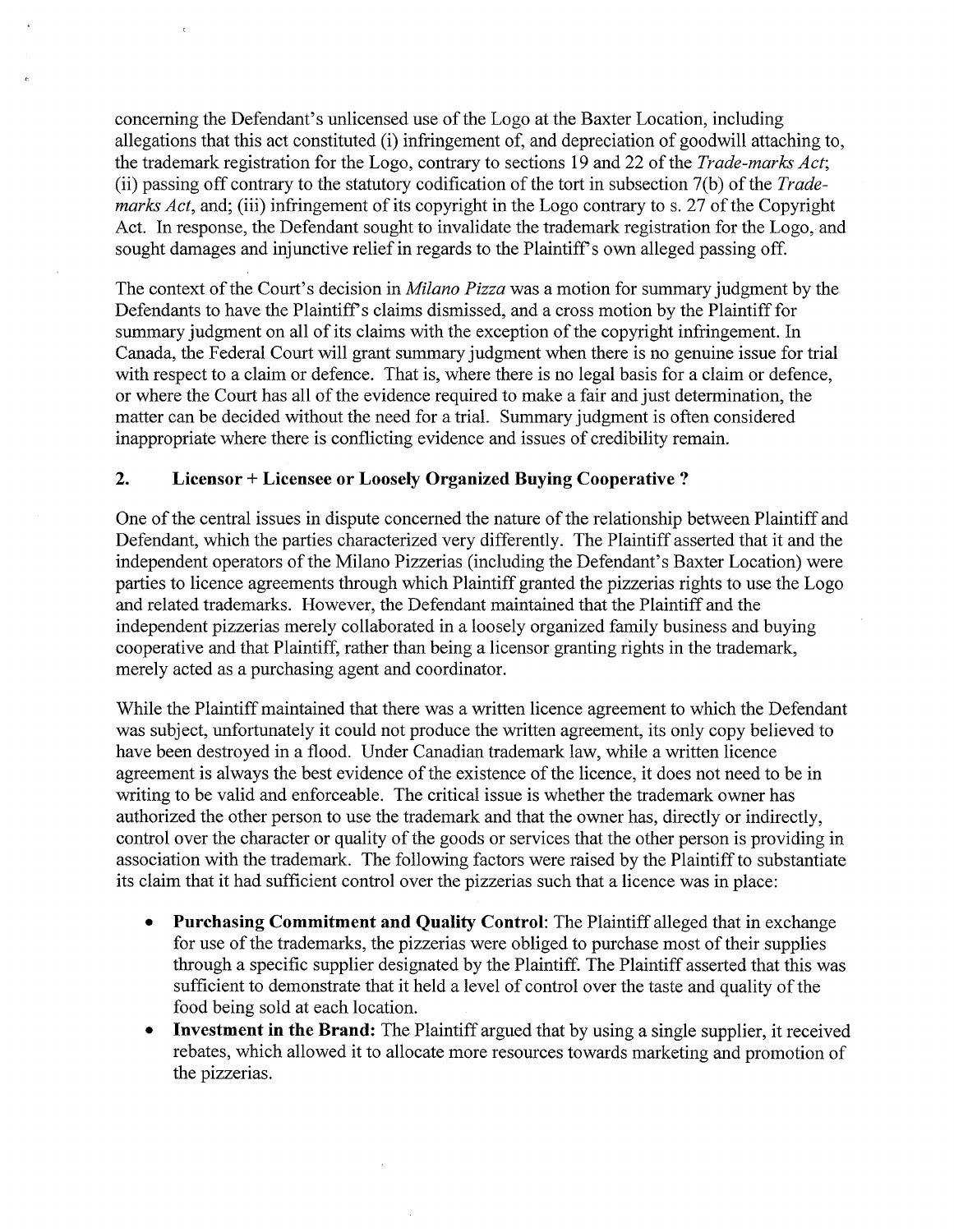concerning the Defendant's unlicensed use of the Logo at the Baxter Location, including allegations that this act constituted (i) infringement of, and depreciation of goodwill attaching to, the trademark registration for the Logo, contrary to sections 19 and 22 of the *Trade-marks Act*; (ii) passing off contrary to the statutory codification of the tort in subsection 7(b) of the *Trade-marks Act*, and; (iii) infringement of its copyright in the Logo contrary to s. 27 of the Copyright Act. In response, the Defendant sought to invalidate the trademark registration for the Logo, and sought damages and injunctive relief in regards to the Plaintiff's own alleged passing off.

The context of the Court's decision in *Milano Pizza* was a motion for summary judgment by the Defendants to have the Plaintiff's claims dismissed, and a cross motion by the Plaintiff for summary judgment on all of its claims with the exception of the copyright infringement. In Canada, the Federal Court will grant summary judgment when there is no genuine issue for trial with respect to a claim or defence. That is, where there is no legal basis for a claim or defence, or where the Court has all of the evidence required to make a fair and just determination, the matter can be decided without the need for a trial. Summary judgment is often considered inappropriate where there is conflicting evidence and issues of credibility remain.

## 2. Licensor + Licensee or Loosely Organized Buying Cooperative ?

One of the central issues in dispute concerned the nature of the relationship between Plaintiff and Defendant, which the parties characterized very differently. The Plaintiff asserted that it and the independent operators of the Milano Pizzerias (including the Defendant's Baxter Location) were parties to licence agreements through which Plaintiff granted the pizzerias rights to use the Logo and related trademarks. However, the Defendant maintained that the Plaintiff and the independent pizzerias merely collaborated in a loosely organized family business and buying cooperative and that Plaintiff, rather than being a licensor granting rights in the trademark, merely acted as a purchasing agent and coordinator.

While the Plaintiff maintained that there was a written licence agreement to which the Defendant was subject, unfortunately it could not produce the written agreement, its only copy believed to have been destroyed in a flood. Under Canadian trademark law, while a written licence agreement is always the best evidence of the existence of the licence, it does not need to be in writing to be valid and enforceable. The critical issue is whether the trademark owner has authorized the other person to use the trademark and that the owner has, directly or indirectly, control over the character or quality of the goods or services that the other person is providing in association with the trademark. The following factors were raised by the Plaintiff to substantiate its claim that it had sufficient control over the pizzerias such that a licence was in place:

- **Purchasing Commitment and Quality Control**: The Plaintiff alleged that in exchange for use of the trademarks, the pizzerias were obliged to purchase most of their supplies through a specific supplier designated by the Plaintiff. The Plaintiff asserted that this was sufficient to demonstrate that it held a level of control over the taste and quality of the food being sold at each location.
- **Investment in the Brand:** The Plaintiff argued that by using a single supplier, it received rebates, which allowed it to allocate more resources towards marketing and promotion of the pizzerias.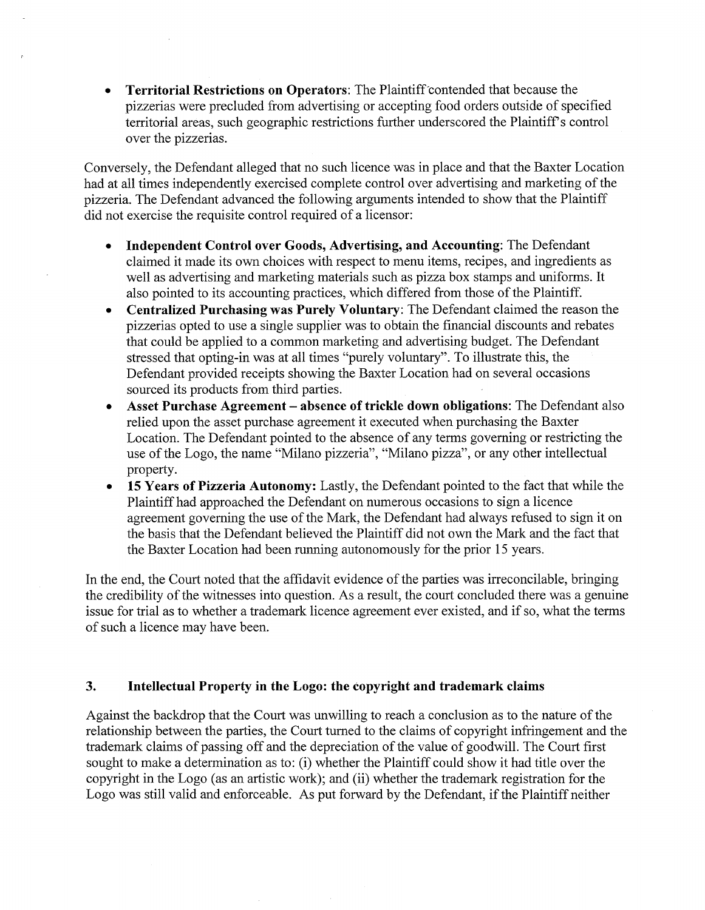- **Territorial Restrictions on Operators**: The Plaintiff contended that because the pizzerias were precluded from advertising or accepting food orders outside of specified territorial areas, such geographic restrictions further underscored the Plaintiff's control over the pizzerias.

Conversely, the Defendant alleged that no such licence was in place and that the Baxter Location had at all times independently exercised complete control over advertising and marketing of the pizzeria. The Defendant advanced the following arguments intended to show that the Plaintiff did not exercise the requisite control required of a licensor:

- **Independent Control over Goods, Advertising, and Accounting**: The Defendant claimed it made its own choices with respect to menu items, recipes, and ingredients as well as advertising and marketing materials such as pizza box stamps and uniforms. It also pointed to its accounting practices, which differed from those of the Plaintiff.
- **Centralized Purchasing was Purely Voluntary**: The Defendant claimed the reason the pizzerias opted to use a single supplier was to obtain the financial discounts and rebates that could be applied to a common marketing and advertising budget. The Defendant stressed that opting-in was at all times "purely voluntary". To illustrate this, the Defendant provided receipts showing the Baxter Location had on several occasions sourced its products from third parties.
- **Asset Purchase Agreement – absence of trickle down obligations**: The Defendant also relied upon the asset purchase agreement it executed when purchasing the Baxter Location. The Defendant pointed to the absence of any terms governing or restricting the use of the Logo, the name "Milano pizzeria", "Milano pizza", or any other intellectual property.
- **15 Years of Pizzeria Autonomy:** Lastly, the Defendant pointed to the fact that while the Plaintiff had approached the Defendant on numerous occasions to sign a licence agreement governing the use of the Mark, the Defendant had always refused to sign it on the basis that the Defendant believed the Plaintiff did not own the Mark and the fact that the Baxter Location had been running autonomously for the prior 15 years.

In the end, the Court noted that the affidavit evidence of the parties was irreconcilable, bringing the credibility of the witnesses into question. As a result, the court concluded there was a genuine issue for trial as to whether a trademark licence agreement ever existed, and if so, what the terms of such a licence may have been.

## 3. Intellectual Property in the Logo: the copyright and trademark claims

Against the backdrop that the Court was unwilling to reach a conclusion as to the nature of the relationship between the parties, the Court turned to the claims of copyright infringement and the trademark claims of passing off and the depreciation of the value of goodwill. The Court first sought to make a determination as to: (i) whether the Plaintiff could show it had title over the copyright in the Logo (as an artistic work); and (ii) whether the trademark registration for the Logo was still valid and enforceable. As put forward by the Defendant, if the Plaintiff neither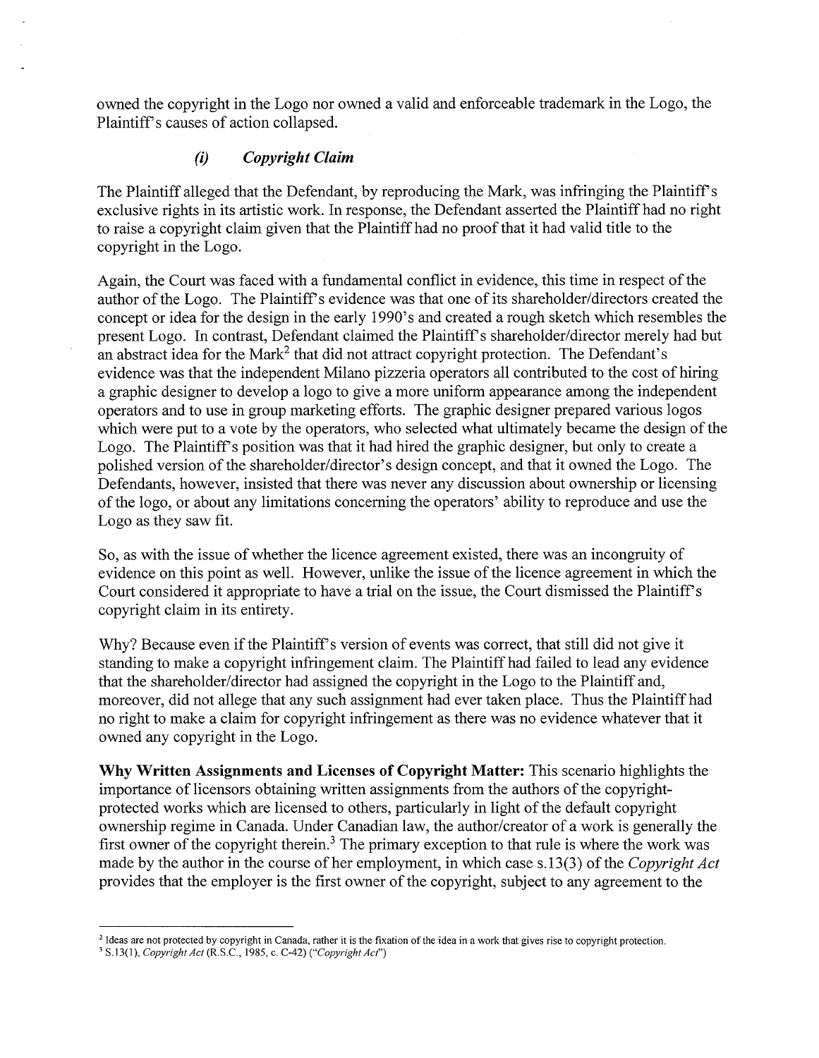owned the copyright in the Logo nor owned a valid and enforceable trademark in the Logo, the Plaintiff's causes of action collapsed.

### *(i) Copyright Claim*

The Plaintiff alleged that the Defendant, by reproducing the Mark, was infringing the Plaintiff's exclusive rights in its artistic work. In response, the Defendant asserted the Plaintiff had no right to raise a copyright claim given that the Plaintiff had no proof that it had valid title to the copyright in the Logo.

Again, the Court was faced with a fundamental conflict in evidence, this time in respect of the author of the Logo. The Plaintiff's evidence was that one of its shareholder/directors created the concept or idea for the design in the early 1990's and created a rough sketch which resembles the present Logo. In contrast, Defendant claimed the Plaintiff's shareholder/director merely had but an abstract idea for the Mark[2] that did not attract copyright protection. The Defendant's evidence was that the independent Milano pizzeria operators all contributed to the cost of hiring a graphic designer to develop a logo to give a more uniform appearance among the independent operators and to use in group marketing efforts. The graphic designer prepared various logos which were put to a vote by the operators, who selected what ultimately became the design of the Logo. The Plaintiff's position was that it had hired the graphic designer, but only to create a polished version of the shareholder/director's design concept, and that it owned the Logo. The Defendants, however, insisted that there was never any discussion about ownership or licensing of the logo, or about any limitations concerning the operators' ability to reproduce and use the Logo as they saw fit.

So, as with the issue of whether the licence agreement existed, there was an incongruity of evidence on this point as well. However, unlike the issue of the licence agreement in which the Court considered it appropriate to have a trial on the issue, the Court dismissed the Plaintiff's copyright claim in its entirety.

Why? Because even if the Plaintiff's version of events was correct, that still did not give it standing to make a copyright infringement claim. The Plaintiff had failed to lead any evidence that the shareholder/director had assigned the copyright in the Logo to the Plaintiff and, moreover, did not allege that any such assignment had ever taken place. Thus the Plaintiff had no right to make a claim for copyright infringement as there was no evidence whatever that it owned any copyright in the Logo.

**Why Written Assignments and Licenses of Copyright Matter:** This scenario highlights the importance of licensors obtaining written assignments from the authors of the copyright-protected works which are licensed to others, particularly in light of the default copyright ownership regime in Canada. Under Canadian law, the author/creator of a work is generally the first owner of the copyright therein.[3] The primary exception to that rule is where the work was made by the author in the course of her employment, in which case s.13(3) of the *Copyright Act* provides that the employer is the first owner of the copyright, subject to any agreement to the

---

[2] Ideas are not protected by copyright in Canada, rather it is the fixation of the idea in a work that gives rise to copyright protection.

[3] S.13(1), *Copyright Act* (R.S.C., 1985, c. C-42) ("*Copyright Act*")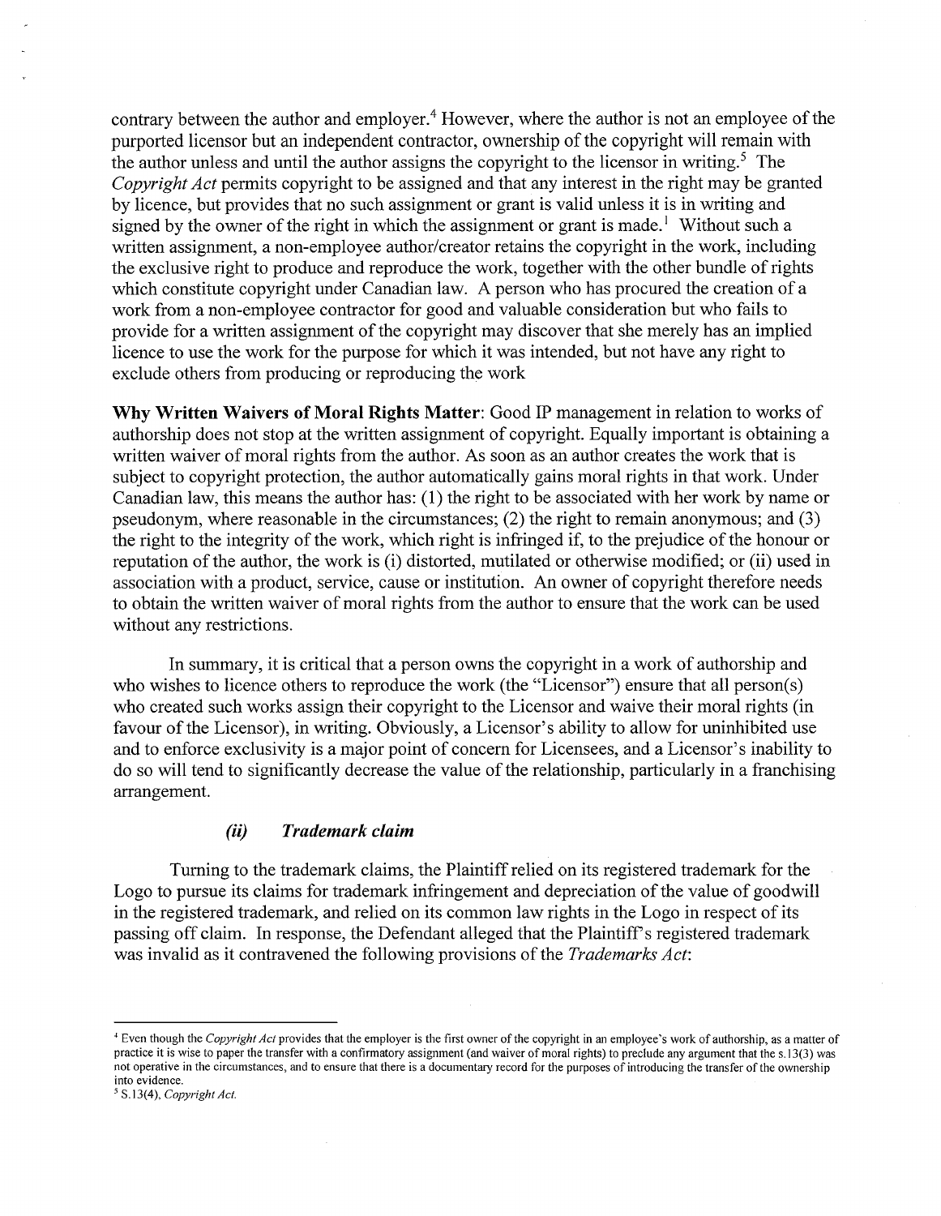contrary between the author and employer.[4] However, where the author is not an employee of the purported licensor but an independent contractor, ownership of the copyright will remain with the author unless and until the author assigns the copyright to the licensor in writing.[5] The *Copyright Act* permits copyright to be assigned and that any interest in the right may be granted by licence, but provides that no such assignment or grant is valid unless it is in writing and signed by the owner of the right in which the assignment or grant is made.[1] Without such a written assignment, a non-employee author/creator retains the copyright in the work, including the exclusive right to produce and reproduce the work, together with the other bundle of rights which constitute copyright under Canadian law. A person who has procured the creation of a work from a non-employee contractor for good and valuable consideration but who fails to provide for a written assignment of the copyright may discover that she merely has an implied licence to use the work for the purpose for which it was intended, but not have any right to exclude others from producing or reproducing the work

**Why Written Waivers of Moral Rights Matter**: Good IP management in relation to works of authorship does not stop at the written assignment of copyright. Equally important is obtaining a written waiver of moral rights from the author. As soon as an author creates the work that is subject to copyright protection, the author automatically gains moral rights in that work. Under Canadian law, this means the author has: (1) the right to be associated with her work by name or pseudonym, where reasonable in the circumstances; (2) the right to remain anonymous; and (3) the right to the integrity of the work, which right is infringed if, to the prejudice of the honour or reputation of the author, the work is (i) distorted, mutilated or otherwise modified; or (ii) used in association with a product, service, cause or institution. An owner of copyright therefore needs to obtain the written waiver of moral rights from the author to ensure that the work can be used without any restrictions.

In summary, it is critical that a person owns the copyright in a work of authorship and who wishes to licence others to reproduce the work (the "Licensor") ensure that all person(s) who created such works assign their copyright to the Licensor and waive their moral rights (in favour of the Licensor), in writing. Obviously, a Licensor's ability to allow for uninhibited use and to enforce exclusivity is a major point of concern for Licensees, and a Licensor's inability to do so will tend to significantly decrease the value of the relationship, particularly in a franchising arrangement.

#### *(ii) Trademark claim*

Turning to the trademark claims, the Plaintiff relied on its registered trademark for the Logo to pursue its claims for trademark infringement and depreciation of the value of goodwill in the registered trademark, and relied on its common law rights in the Logo in respect of its passing off claim. In response, the Defendant alleged that the Plaintiff's registered trademark was invalid as it contravened the following provisions of the *Trademarks Act*:

---

[4] Even though the *Copyright Act* provides that the employer is the first owner of the copyright in an employee's work of authorship, as a matter of practice it is wise to paper the transfer with a confirmatory assignment (and waiver of moral rights) to preclude any argument that the s.13(3) was not operative in the circumstances, and to ensure that there is a documentary record for the purposes of introducing the transfer of the ownership into evidence.

[5] S.13(4), *Copyright Act*.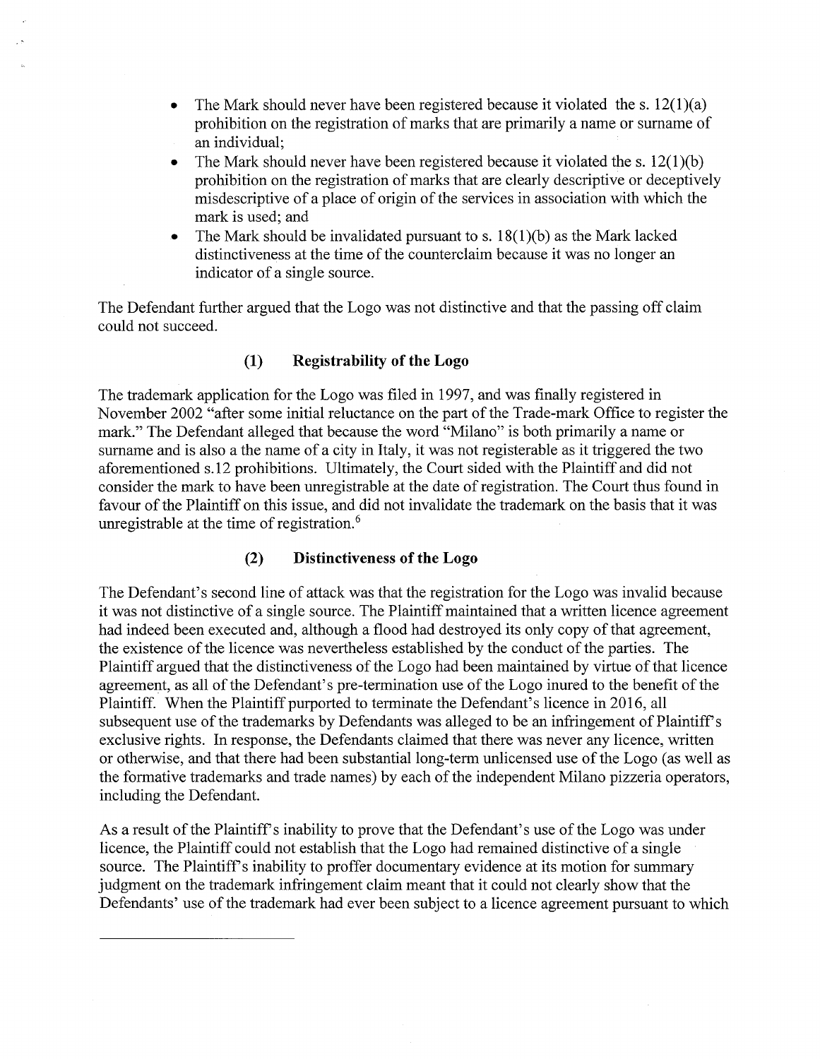- The Mark should never have been registered because it violated the s. 12(1)(a) prohibition on the registration of marks that are primarily a name or surname of an individual;
- The Mark should never have been registered because it violated the s. 12(1)(b) prohibition on the registration of marks that are clearly descriptive or deceptively misdescriptive of a place of origin of the services in association with which the mark is used; and
- The Mark should be invalidated pursuant to s. 18(1)(b) as the Mark lacked distinctiveness at the time of the counterclaim because it was no longer an indicator of a single source.

The Defendant further argued that the Logo was not distinctive and that the passing off claim could not succeed.

### (1) Registrability of the Logo

The trademark application for the Logo was filed in 1997, and was finally registered in November 2002 "after some initial reluctance on the part of the Trade-mark Office to register the mark." The Defendant alleged that because the word "Milano" is both primarily a name or surname and is also a the name of a city in Italy, it was not registerable as it triggered the two aforementioned s.12 prohibitions. Ultimately, the Court sided with the Plaintiff and did not consider the mark to have been unregistrable at the date of registration. The Court thus found in favour of the Plaintiff on this issue, and did not invalidate the trademark on the basis that it was unregistrable at the time of registration.[6]

### (2) Distinctiveness of the Logo

The Defendant's second line of attack was that the registration for the Logo was invalid because it was not distinctive of a single source. The Plaintiff maintained that a written licence agreement had indeed been executed and, although a flood had destroyed its only copy of that agreement, the existence of the licence was nevertheless established by the conduct of the parties. The Plaintiff argued that the distinctiveness of the Logo had been maintained by virtue of that licence agreement, as all of the Defendant's pre-termination use of the Logo inured to the benefit of the Plaintiff. When the Plaintiff purported to terminate the Defendant's licence in 2016, all subsequent use of the trademarks by Defendants was alleged to be an infringement of Plaintiff's exclusive rights. In response, the Defendants claimed that there was never any licence, written or otherwise, and that there had been substantial long-term unlicensed use of the Logo (as well as the formative trademarks and trade names) by each of the independent Milano pizzeria operators, including the Defendant.

As a result of the Plaintiff's inability to prove that the Defendant's use of the Logo was under licence, the Plaintiff could not establish that the Logo had remained distinctive of a single source. The Plaintiff's inability to proffer documentary evidence at its motion for summary judgment on the trademark infringement claim meant that it could not clearly show that the Defendants' use of the trademark had ever been subject to a licence agreement pursuant to which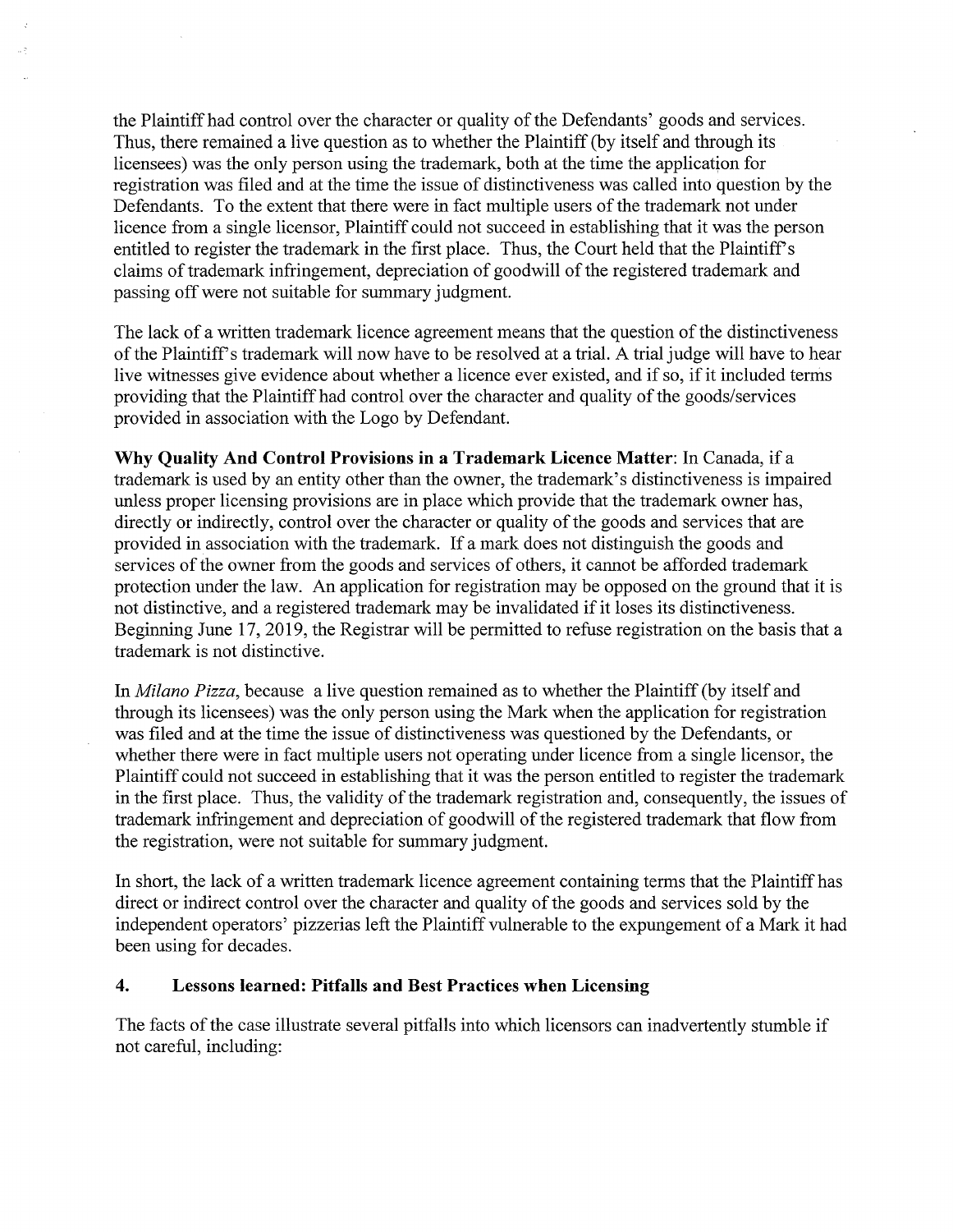the Plaintiff had control over the character or quality of the Defendants' goods and services. Thus, there remained a live question as to whether the Plaintiff (by itself and through its licensees) was the only person using the trademark, both at the time the application for registration was filed and at the time the issue of distinctiveness was called into question by the Defendants. To the extent that there were in fact multiple users of the trademark not under licence from a single licensor, Plaintiff could not succeed in establishing that it was the person entitled to register the trademark in the first place. Thus, the Court held that the Plaintiff's claims of trademark infringement, depreciation of goodwill of the registered trademark and passing off were not suitable for summary judgment.

The lack of a written trademark licence agreement means that the question of the distinctiveness of the Plaintiff's trademark will now have to be resolved at a trial. A trial judge will have to hear live witnesses give evidence about whether a licence ever existed, and if so, if it included terms providing that the Plaintiff had control over the character and quality of the goods/services provided in association with the Logo by Defendant.

**Why Quality And Control Provisions in a Trademark Licence Matter**: In Canada, if a trademark is used by an entity other than the owner, the trademark's distinctiveness is impaired unless proper licensing provisions are in place which provide that the trademark owner has, directly or indirectly, control over the character or quality of the goods and services that are provided in association with the trademark. If a mark does not distinguish the goods and services of the owner from the goods and services of others, it cannot be afforded trademark protection under the law. An application for registration may be opposed on the ground that it is not distinctive, and a registered trademark may be invalidated if it loses its distinctiveness. Beginning June 17, 2019, the Registrar will be permitted to refuse registration on the basis that a trademark is not distinctive.

In *Milano Pizza*, because a live question remained as to whether the Plaintiff (by itself and through its licensees) was the only person using the Mark when the application for registration was filed and at the time the issue of distinctiveness was questioned by the Defendants, or whether there were in fact multiple users not operating under licence from a single licensor, the Plaintiff could not succeed in establishing that it was the person entitled to register the trademark in the first place. Thus, the validity of the trademark registration and, consequently, the issues of trademark infringement and depreciation of goodwill of the registered trademark that flow from the registration, were not suitable for summary judgment.

In short, the lack of a written trademark licence agreement containing terms that the Plaintiff has direct or indirect control over the character and quality of the goods and services sold by the independent operators' pizzerias left the Plaintiff vulnerable to the expungement of a Mark it had been using for decades.

## 4. Lessons learned: Pitfalls and Best Practices when Licensing

The facts of the case illustrate several pitfalls into which licensors can inadvertently stumble if not careful, including: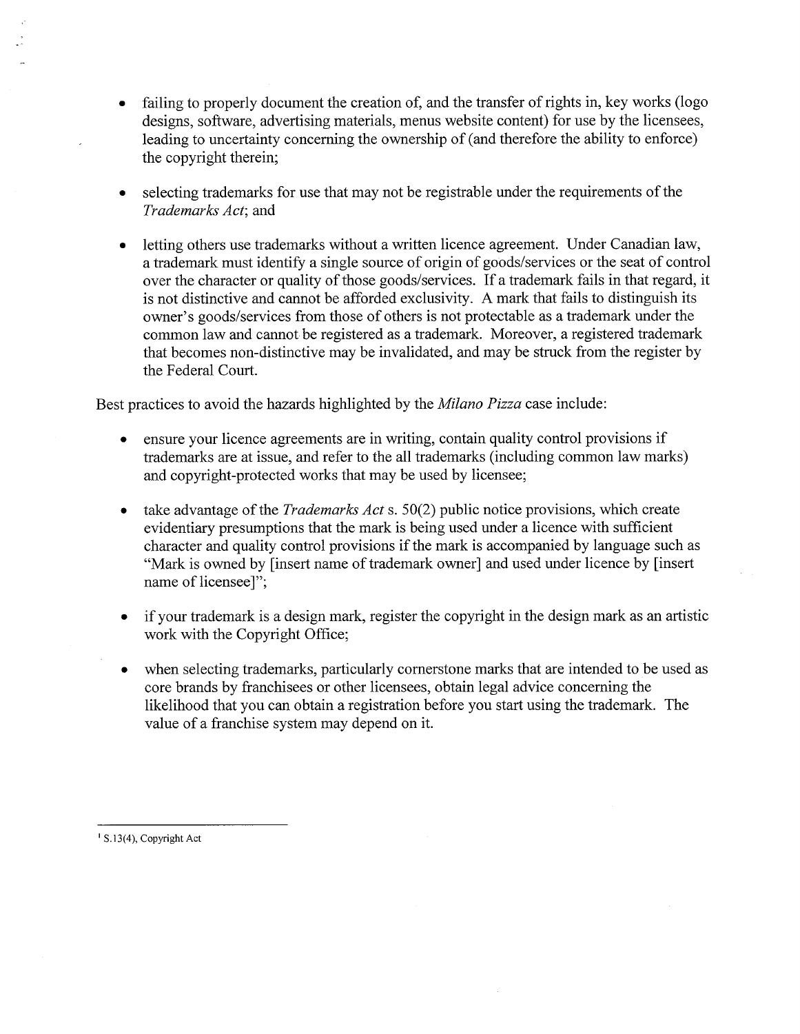- failing to properly document the creation of, and the transfer of rights in, key works (logo designs, software, advertising materials, menus website content) for use by the licensees, leading to uncertainty concerning the ownership of (and therefore the ability to enforce) the copyright therein;

- selecting trademarks for use that may not be registrable under the requirements of the *Trademarks Act*; and

- letting others use trademarks without a written licence agreement. Under Canadian law, a trademark must identify a single source of origin of goods/services or the seat of control over the character or quality of those goods/services. If a trademark fails in that regard, it is not distinctive and cannot be afforded exclusivity. A mark that fails to distinguish its owner's goods/services from those of others is not protectable as a trademark under the common law and cannot be registered as a trademark. Moreover, a registered trademark that becomes non-distinctive may be invalidated, and may be struck from the register by the Federal Court.

Best practices to avoid the hazards highlighted by the *Milano Pizza* case include:

- ensure your licence agreements are in writing, contain quality control provisions if trademarks are at issue, and refer to the all trademarks (including common law marks) and copyright-protected works that may be used by licensee;

- take advantage of the *Trademarks Act* s. 50(2) public notice provisions, which create evidentiary presumptions that the mark is being used under a licence with sufficient character and quality control provisions if the mark is accompanied by language such as "Mark is owned by [insert name of trademark owner] and used under licence by [insert name of licensee]";

- if your trademark is a design mark, register the copyright in the design mark as an artistic work with the Copyright Office;

- when selecting trademarks, particularly cornerstone marks that are intended to be used as core brands by franchisees or other licensees, obtain legal advice concerning the likelihood that you can obtain a registration before you start using the trademark. The value of a franchise system may depend on it.

---

[1] S.13(4), Copyright Act